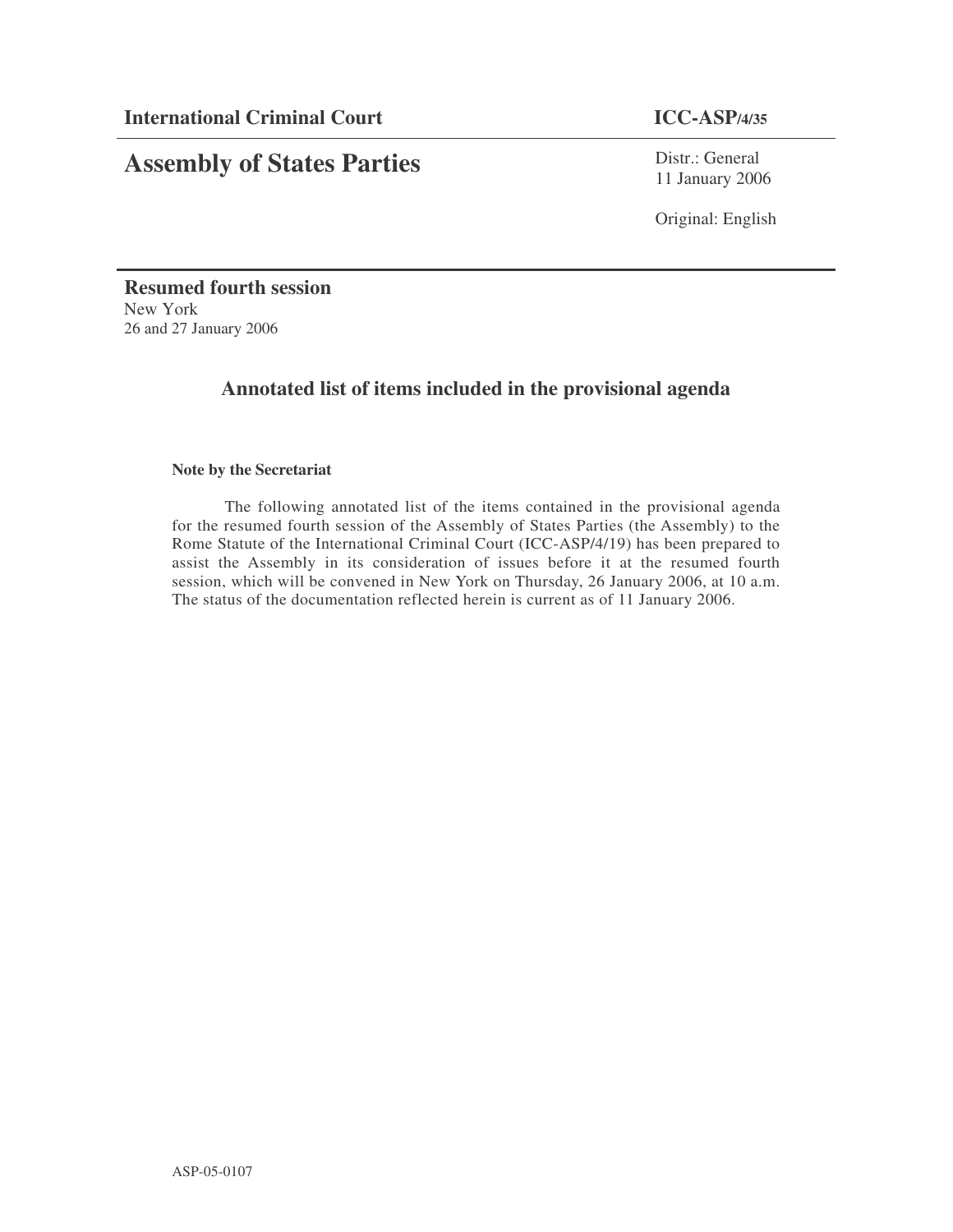**International Criminal Court** **ICC-ASP/4/35**

# Assembly of States Parties

Distr.: General
11 January 2006

Original: English

**Resumed fourth session**
New York
26 and 27 January 2006

## Annotated list of items included in the provisional agenda

**Note by the Secretariat**

The following annotated list of the items contained in the provisional agenda for the resumed fourth session of the Assembly of States Parties (the Assembly) to the Rome Statute of the International Criminal Court (ICC-ASP/4/19) has been prepared to assist the Assembly in its consideration of issues before it at the resumed fourth session, which will be convened in New York on Thursday, 26 January 2006, at 10 a.m. The status of the documentation reflected herein is current as of 11 January 2006.

ASP-05-0107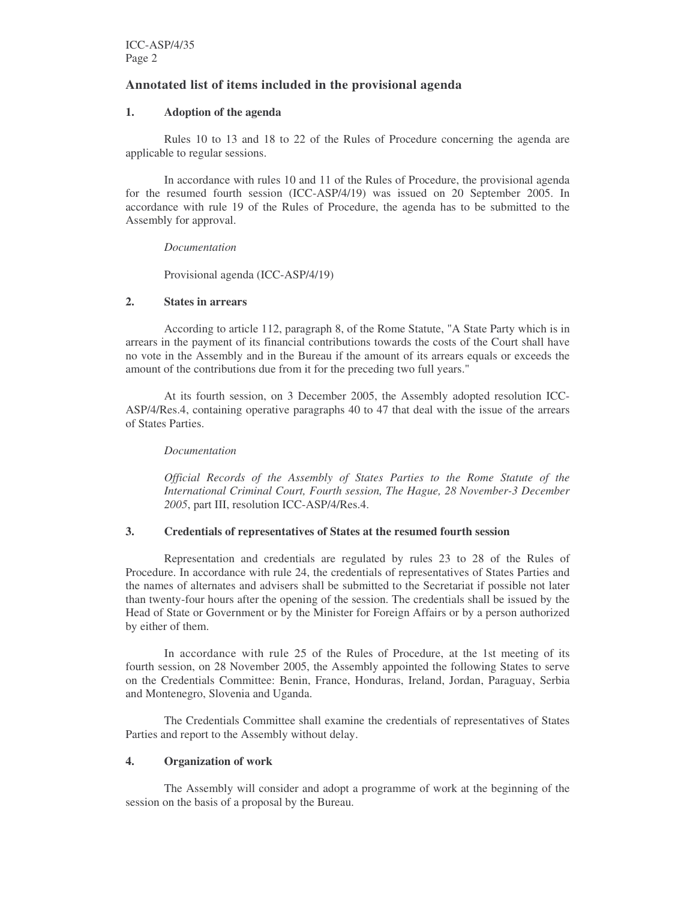## Annotated list of items included in the provisional agenda

### 1. Adoption of the agenda

Rules 10 to 13 and 18 to 22 of the Rules of Procedure concerning the agenda are applicable to regular sessions.

In accordance with rules 10 and 11 of the Rules of Procedure, the provisional agenda for the resumed fourth session (ICC-ASP/4/19) was issued on 20 September 2005. In accordance with rule 19 of the Rules of Procedure, the agenda has to be submitted to the Assembly for approval.

*Documentation*

Provisional agenda (ICC-ASP/4/19)

### 2. States in arrears

According to article 112, paragraph 8, of the Rome Statute, "A State Party which is in arrears in the payment of its financial contributions towards the costs of the Court shall have no vote in the Assembly and in the Bureau if the amount of its arrears equals or exceeds the amount of the contributions due from it for the preceding two full years."

At its fourth session, on 3 December 2005, the Assembly adopted resolution ICC-ASP/4/Res.4, containing operative paragraphs 40 to 47 that deal with the issue of the arrears of States Parties.

*Documentation*

*Official Records of the Assembly of States Parties to the Rome Statute of the International Criminal Court, Fourth session, The Hague, 28 November-3 December 2005*, part III, resolution ICC-ASP/4/Res.4.

### 3. Credentials of representatives of States at the resumed fourth session

Representation and credentials are regulated by rules 23 to 28 of the Rules of Procedure. In accordance with rule 24, the credentials of representatives of States Parties and the names of alternates and advisers shall be submitted to the Secretariat if possible not later than twenty-four hours after the opening of the session. The credentials shall be issued by the Head of State or Government or by the Minister for Foreign Affairs or by a person authorized by either of them.

In accordance with rule 25 of the Rules of Procedure, at the 1st meeting of its fourth session, on 28 November 2005, the Assembly appointed the following States to serve on the Credentials Committee: Benin, France, Honduras, Ireland, Jordan, Paraguay, Serbia and Montenegro, Slovenia and Uganda.

The Credentials Committee shall examine the credentials of representatives of States Parties and report to the Assembly without delay.

### 4. Organization of work

The Assembly will consider and adopt a programme of work at the beginning of the session on the basis of a proposal by the Bureau.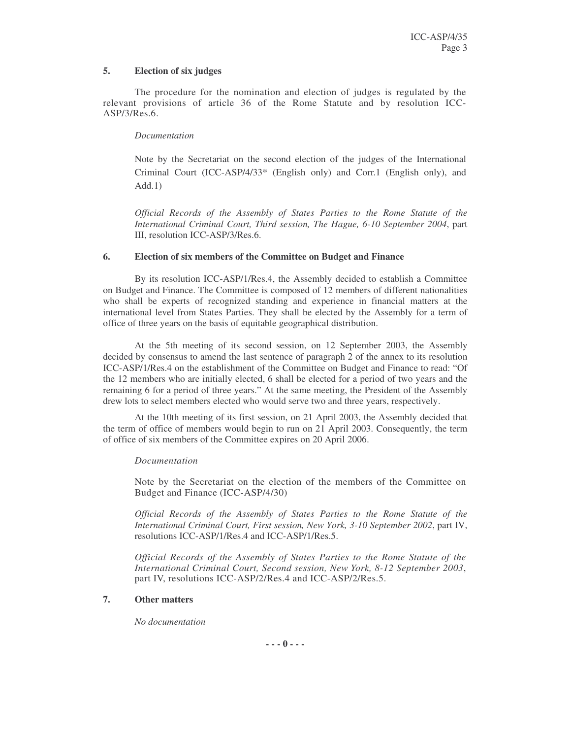### 5. Election of six judges

The procedure for the nomination and election of judges is regulated by the relevant provisions of article 36 of the Rome Statute and by resolution ICC-ASP/3/Res.6.

*Documentation*

Note by the Secretariat on the second election of the judges of the International Criminal Court (ICC-ASP/4/33* (English only) and Corr.1 (English only), and Add.1)

*Official Records of the Assembly of States Parties to the Rome Statute of the International Criminal Court, Third session, The Hague, 6-10 September 2004*, part III, resolution ICC-ASP/3/Res.6.

### 6. Election of six members of the Committee on Budget and Finance

By its resolution ICC-ASP/1/Res.4, the Assembly decided to establish a Committee on Budget and Finance. The Committee is composed of 12 members of different nationalities who shall be experts of recognized standing and experience in financial matters at the international level from States Parties. They shall be elected by the Assembly for a term of office of three years on the basis of equitable geographical distribution.

At the 5th meeting of its second session, on 12 September 2003, the Assembly decided by consensus to amend the last sentence of paragraph 2 of the annex to its resolution ICC-ASP/1/Res.4 on the establishment of the Committee on Budget and Finance to read: "Of the 12 members who are initially elected, 6 shall be elected for a period of two years and the remaining 6 for a period of three years." At the same meeting, the President of the Assembly drew lots to select members elected who would serve two and three years, respectively.

At the 10th meeting of its first session, on 21 April 2003, the Assembly decided that the term of office of members would begin to run on 21 April 2003. Consequently, the term of office of six members of the Committee expires on 20 April 2006.

*Documentation*

Note by the Secretariat on the election of the members of the Committee on Budget and Finance (ICC-ASP/4/30)

*Official Records of the Assembly of States Parties to the Rome Statute of the International Criminal Court, First session, New York, 3-10 September 2002*, part IV, resolutions ICC-ASP/1/Res.4 and ICC-ASP/1/Res.5.

*Official Records of the Assembly of States Parties to the Rome Statute of the International Criminal Court, Second session, New York, 8-12 September 2003*, part IV, resolutions ICC-ASP/2/Res.4 and ICC-ASP/2/Res.5.

### 7. Other matters

*No documentation*

**- - - 0 - - -**